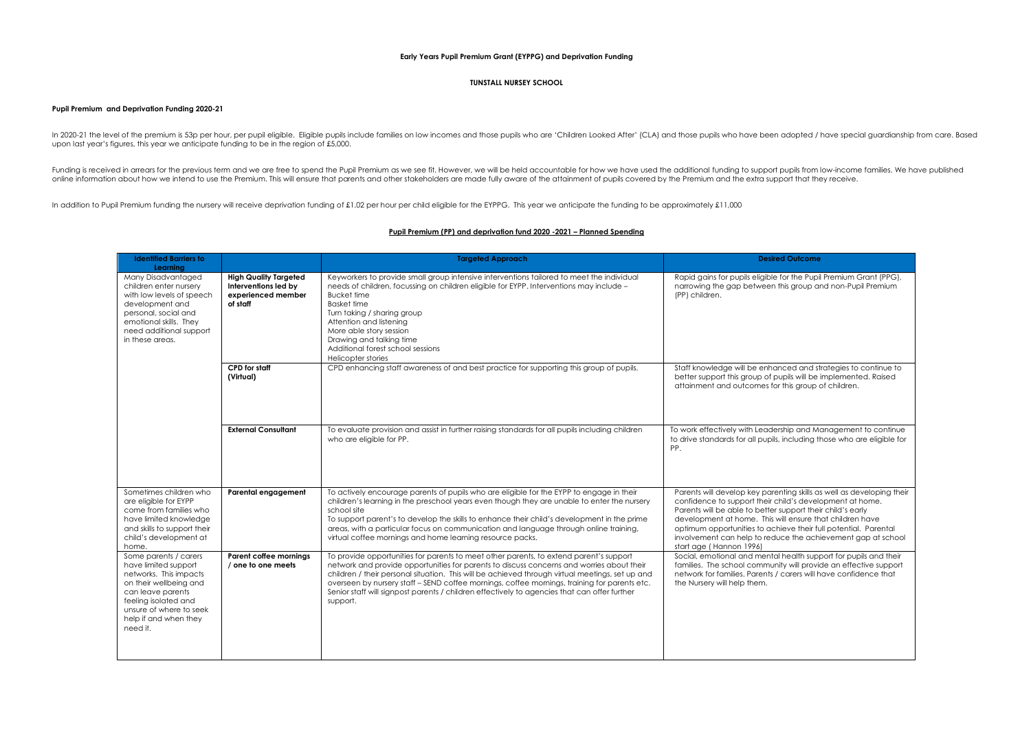**Early Years Pupil Premium Grant (EYPPG) and Deprivation Funding**

**TUNSTALL NURSEY SCHOOL**

**Pupil Premium and Deprivation Funding 2020-21**

In 2020-21 the level of the premium is 53p per hour, per pupil eligible. Eligible pupils include families on low incomes and those pupils who are 'Children Looked After' (CLA) and those pupils who have been adopted / have special guardianship from care. Based upon last year's figures, this year we anticipate funding to be in the region of £5,000.

Funding is received in arrears for the previous term and we are free to spend the Pupil Premium as we see fit. However, we will be held accountable for how we have used the additional funding to support pupils from low-income families. We have published online information about how we intend to use the Premium. This will ensure that parents and other stakeholders are made fully aware of the attainment of pupils covered by the Premium and the extra support that they receive.

In addition to Pupil Premium funding the nursery will receive deprivation funding of £1.02 per hour per child eligible for the EYPPG. This year we anticipate the funding to be approximately £11,000

**Pupil Premium (PP) and deprivation fund 2020 -2021 – Planned Spending**

| Identified Barriers to Learning | | Targeted Approach | Desired Outcome |
|---|---|---|---|
| Many Disadvantaged children enter nursery with low levels of speech development and personal, social and emotional skills. They need additional support in these areas. | **High Quality Targeted Interventions led by experienced member of staff** | Keyworkers to provide small group intensive interventions tailored to meet the individual needs of children, focussing on children eligible for EYPP. Interventions may include – Bucket time; Basket time; Turn taking / sharing group; Attention and listening; More able story session; Drawing and talking time; Additional forest school sessions; Helicopter stories | Rapid gains for pupils eligible for the Pupil Premium Grant (PPG), narrowing the gap between this group and non-Pupil Premium (PP) children. |
| | **CPD for staff (Virtual)** | CPD enhancing staff awareness of and best practice for supporting this group of pupils. | Staff knowledge will be enhanced and strategies to continue to better support this group of pupils will be implemented. Raised attainment and outcomes for this group of children. |
| | **External Consultant** | To evaluate provision and assist in further raising standards for all pupils including children who are eligible for PP. | To work effectively with Leadership and Management to continue to drive standards for all pupils, including those who are eligible for PP. |
| Sometimes children who are eligible for EYPP come from families who have limited knowledge and skills to support their child's development at home. | **Parental engagement** | To actively encourage parents of pupils who are eligible for the EYPP to engage in their children's learning in the preschool years even though they are unable to enter the nursery school site. To support parent's to develop the skills to enhance their child's development in the prime areas, with a particular focus on communication and language through online training, virtual coffee mornings and home learning resource packs. | Parents will develop key parenting skills as well as developing their confidence to support their child's development at home. Parents will be able to better support their child's early development at home. This will ensure that children have optimum opportunities to achieve their full potential. Parental involvement can help to reduce the achievement gap at school start age ( Hannon 1996) |
| Some parents / carers have limited support networks. This impacts on their wellbeing and can leave parents feeling isolated and unsure of where to seek help if and when they need it. | **Parent coffee mornings / one to one meets** | To provide opportunities for parents to meet other parents, to extend parent's support network and provide opportunities for parents to discuss concerns and worries about their children / their personal situation. This will be achieved through virtual meetings, set up and overseen by nursery staff – SEND coffee mornings, coffee mornings, training for parents etc. Senior staff will signpost parents / children effectively to agencies that can offer further support. | Social, emotional and mental health support for pupils and their families. The school community will provide an effective support network for families. Parents / carers will have confidence that the Nursery will help them. |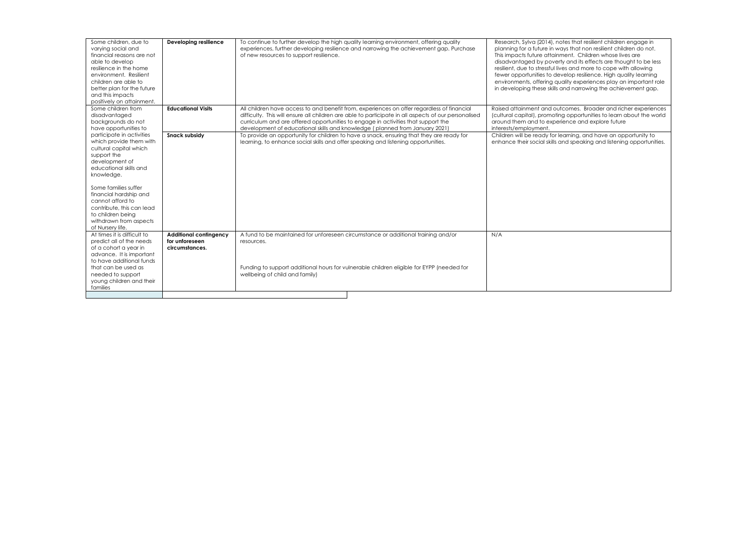| | | | |
|---|---|---|---|
| Some children, due to varying social and financial reasons are not able to develop resilience in the home environment. Resilient children are able to better plan for the future and this impacts positively on attainment. | **Developing resilience** | To continue to further develop the high quality learning environment, offering quality experiences, further developing resilience and narrowing the achievement gap. Purchase of new resources to support resilience. | Research, Sylva (2014), notes that resilient children engage in planning for a future in ways that non resilient children do not. This impacts future attainment. Children whose lives are disadvantaged by poverty and its effects are thought to be less resilient, due to stressful lives and more to cope with allowing fewer opportunities to develop resilience. High quality learning environments, offering quality experiences play an important role in developing these skills and narrowing the achievement gap. |
| Some children from disadvantaged backgrounds do not have opportunities to participate in activities which provide them with cultural capital which support the development of educational skills and knowledge.<br><br>Some families suffer financial hardship and cannot afford to contribute, this can lead to children being withdrawn from aspects of Nursery life. | **Educational Visits** | All children have access to and benefit from, experiences on offer regardless of financial difficulty. This will ensure all children are able to participate in all aspects of our personalised curriculum and are offered opportunities to engage in activities that support the development of educational skills and knowledge ( planned from January 2021) | Raised attainment and outcomes. Broader and richer experiences (cultural capital), promoting opportunities to learn about the world around them and to experience and explore future interests/employment. |
| | **Snack subsidy** | To provide an opportunity for children to have a snack, ensuring that they are ready for learning, to enhance social skills and offer speaking and listening opportunities. | Children will be ready for learning, and have an opportunity to enhance their social skills and speaking and listening opportunities. |
| At times it is difficult to predict all of the needs of a cohort a year in advance. It is important to have additional funds that can be used as needed to support young children and their families | **Additional contingency for unforeseen circumstances.** | A fund to be maintained for unforeseen circumstance or additional training and/or resources.<br><br>Funding to support additional hours for vulnerable children eligible for EYPP (needed for wellbeing of child and family) | N/A |